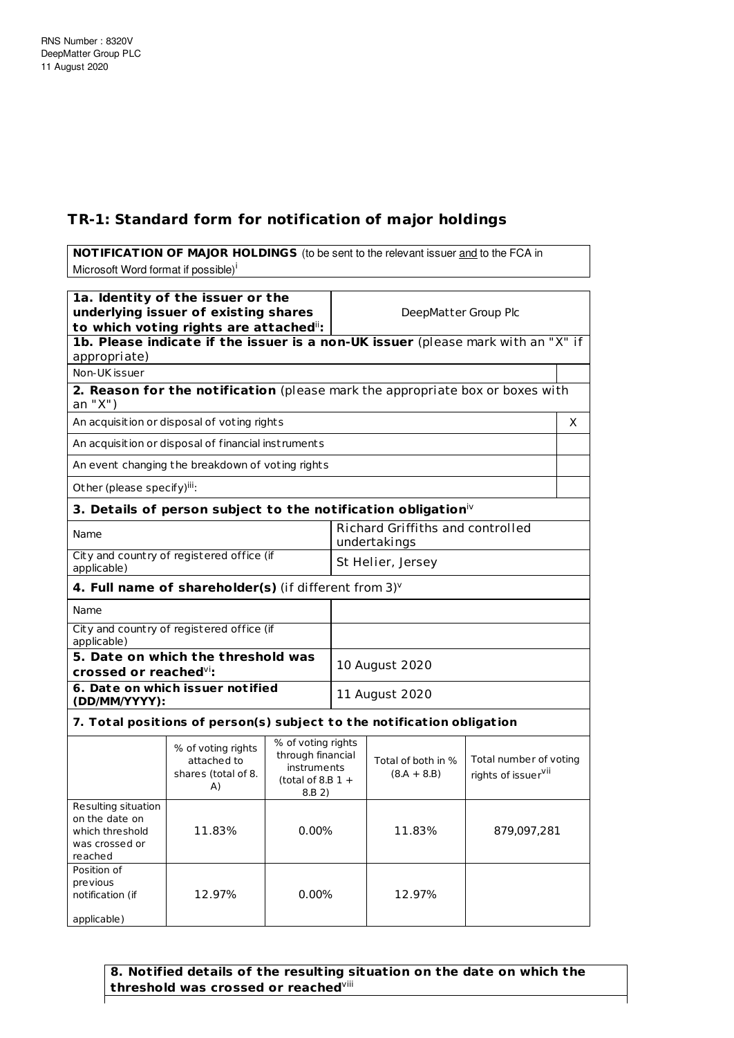RNS Number : 8320V
DeepMatter Group PLC
11 August 2020

## TR-1: Standard form for notification of major holdings

| **NOTIFICATION OF MAJOR HOLDINGS** (to be sent to the relevant issuer and to the FCA in Microsoft Word format if possible)[i] |
|---|

| | |
|---|---|
| **1a. Identity of the issuer or the underlying issuer of existing shares to which voting rights are attached**[ii]**:** | DeepMatter Group Plc |
| **1b. Please indicate if the issuer is a non-UK issuer** (please mark with an "X" if appropriate) | |
| Non-UK issuer | |
| **2. Reason for the notification** (please mark the appropriate box or boxes with an "X") | |
| An acquisition or disposal of voting rights | X |
| An acquisition or disposal of financial instruments | |
| An event changing the breakdown of voting rights | |
| Other (please specify)[iii]: | |
| **3. Details of person subject to the notification obligation**[iv] | |
| Name | Richard Griffiths and controlled undertakings |
| City and country of registered office (if applicable) | St Helier, Jersey |
| **4. Full name of shareholder(s)** (if different from 3)[v] | |
| Name | |
| City and country of registered office (if applicable) | |
| **5. Date on which the threshold was crossed or reached**[vi]**:** | 10 August 2020 |
| **6. Date on which issuer notified (DD/MM/YYYY):** | 11 August 2020 |

**7. Total positions of person(s) subject to the notification obligation**

| | % of voting rights attached to shares (total of 8. A) | % of voting rights through financial instruments (total of 8.B 1 + 8.B 2) | Total of both in % (8.A + 8.B) | Total number of voting rights of issuer[vii] |
|---|---|---|---|---|
| Resulting situation on the date on which threshold was crossed or reached | 11.83% | 0.00% | 11.83% | 879,097,281 |
| Position of previous notification (if applicable) | 12.97% | 0.00% | 12.97% | |

**8. Notified details of the resulting situation on the date on which the threshold was crossed or reached**[viii]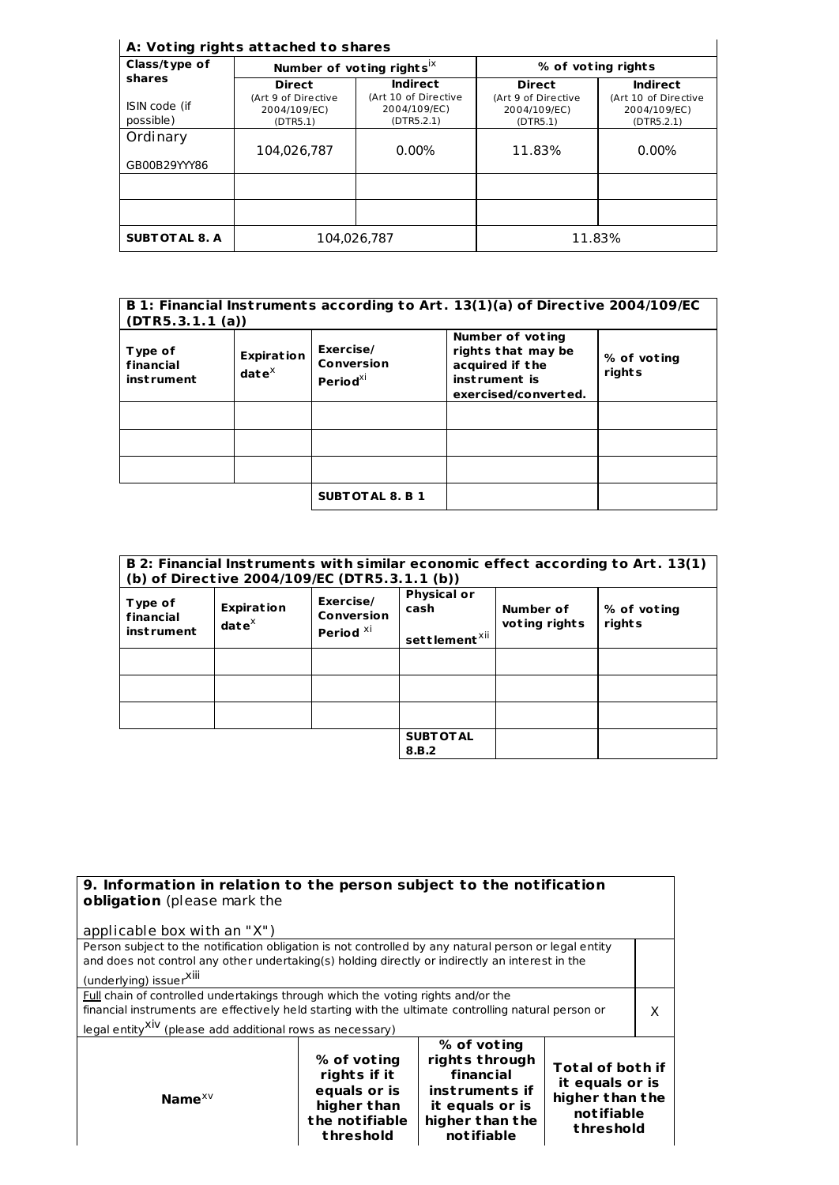### A: Voting rights attached to shares

| Class/type of shares ISIN code (if possible) | Number of voting rights[ix] | | % of voting rights | |
|---|---|---|---|---|
| | Direct (Art 9 of Directive 2004/109/EC) (DTR5.1) | Indirect (Art 10 of Directive 2004/109/EC) (DTR5.2.1) | Direct (Art 9 of Directive 2004/109/EC) (DTR5.1) | Indirect (Art 10 of Directive 2004/109/EC) (DTR5.2.1) |
| Ordinary GB00B29YYY86 | 104,026,787 | 0.00% | 11.83% | 0.00% |
| | | | | |
| | | | | |
| **SUBTOTAL 8. A** | 104,026,787 | | 11.83% | |

### B 1: Financial Instruments according to Art. 13(1)(a) of Directive 2004/109/EC (DTR5.3.1.1 (a))

| Type of financial instrument | Expiration date[x] | Exercise/ Conversion Period[xi] | Number of voting rights that may be acquired if the instrument is exercised/converted. | % of voting rights |
|---|---|---|---|---|
| | | | | |
| | | | | |
| | | | | |
| | | **SUBTOTAL 8. B 1** | | |

### B 2: Financial Instruments with similar economic effect according to Art. 13(1) (b) of Directive 2004/109/EC (DTR5.3.1.1 (b))

| Type of financial instrument | Expiration date[x] | Exercise/ Conversion Period [xi] | Physical or cash settlement[xii] | Number of voting rights | % of voting rights |
|---|---|---|---|---|---|
| | | | | | |
| | | | | | |
| | | | | | |
| | | | **SUBTOTAL 8.B.2** | | |

### 9. Information in relation to the person subject to the notification obligation (please mark the applicable box with an "X")

| | |
|---|---|
| Person subject to the notification obligation is not controlled by any natural person or legal entity and does not control any other undertaking(s) holding directly or indirectly an interest in the (underlying) issuer[xiii] | |
| Full chain of controlled undertakings through which the voting rights and/or the financial instruments are effectively held starting with the ultimate controlling natural person or legal entity[xiv] (please add additional rows as necessary) | X |

| Name[xv] | % of voting rights if it equals or is higher than the notifiable threshold | % of voting rights through financial instruments if it equals or is higher than the notifiable | Total of both if it equals or is higher than the notifiable threshold |
|---|---|---|---|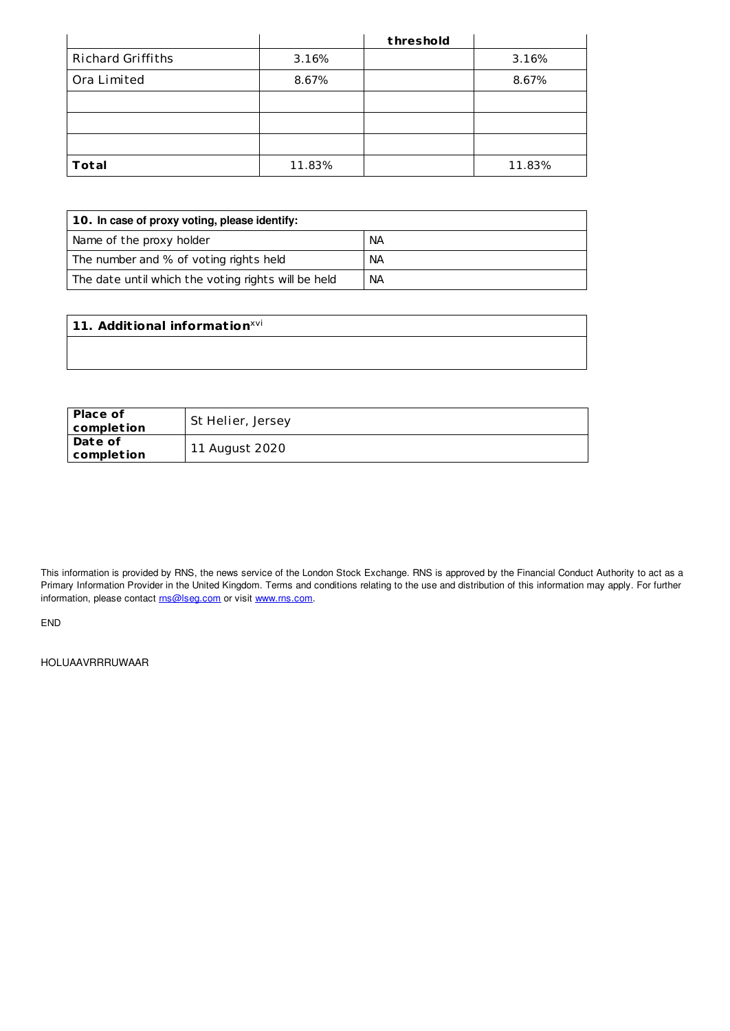| | | threshold | |
|---|---|---|---|
| Richard Griffiths | 3.16% | | 3.16% |
| Ora Limited | 8.67% | | 8.67% |
| | | | |
| | | | |
| | | | |
| **Total** | 11.83% | | 11.83% |

| **10. In case of proxy voting, please identify:** | |
|---|---|
| Name of the proxy holder | NA |
| The number and % of voting rights held | NA |
| The date until which the voting rights will be held | NA |

| **11. Additional information**[xvi] |
|---|
| |

| | |
|---|---|
| **Place of completion** | St Helier, Jersey |
| **Date of completion** | 11 August 2020 |

This information is provided by RNS, the news service of the London Stock Exchange. RNS is approved by the Financial Conduct Authority to act as a Primary Information Provider in the United Kingdom. Terms and conditions relating to the use and distribution of this information may apply. For further information, please contact rns@lseg.com or visit www.rns.com.

END

HOLUAAVRRRUWAAR